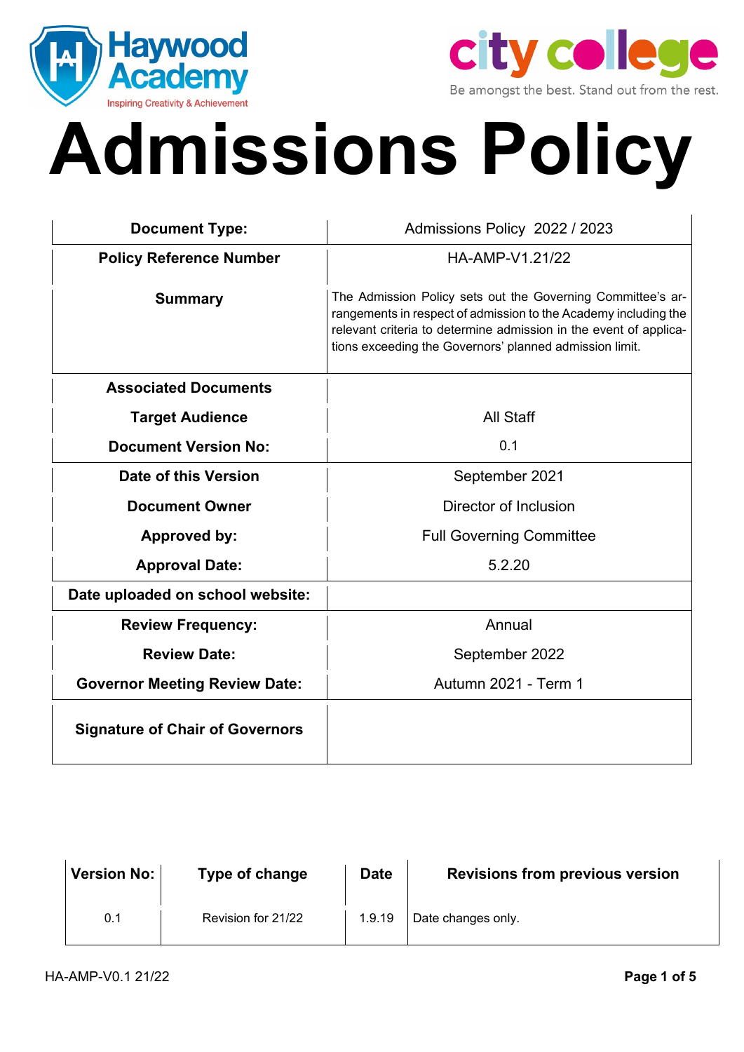Haywood Academy
Inspiring Creativity & Achievement

city college
Be amongst the best. Stand out from the rest.

# Admissions Policy

| Document Type: | Admissions Policy 2022 / 2023 |
|---|---|
| Policy Reference Number | HA-AMP-V1.21/22 |
| Summary | The Admission Policy sets out the Governing Committee's arrangements in respect of admission to the Academy including the relevant criteria to determine admission in the event of applications exceeding the Governors' planned admission limit. |
| Associated Documents | |
| Target Audience | All Staff |
| Document Version No: | 0.1 |
| Date of this Version | September 2021 |
| Document Owner | Director of Inclusion |
| Approved by: | Full Governing Committee |
| Approval Date: | 5.2.20 |
| Date uploaded on school website: | |
| Review Frequency: | Annual |
| Review Date: | September 2022 |
| Governor Meeting Review Date: | Autumn 2021 - Term 1 |
| Signature of Chair of Governors | |

| Version No: | Type of change | Date | Revisions from previous version |
|---|---|---|---|
| 0.1 | Revision for 21/22 | 1.9.19 | Date changes only. |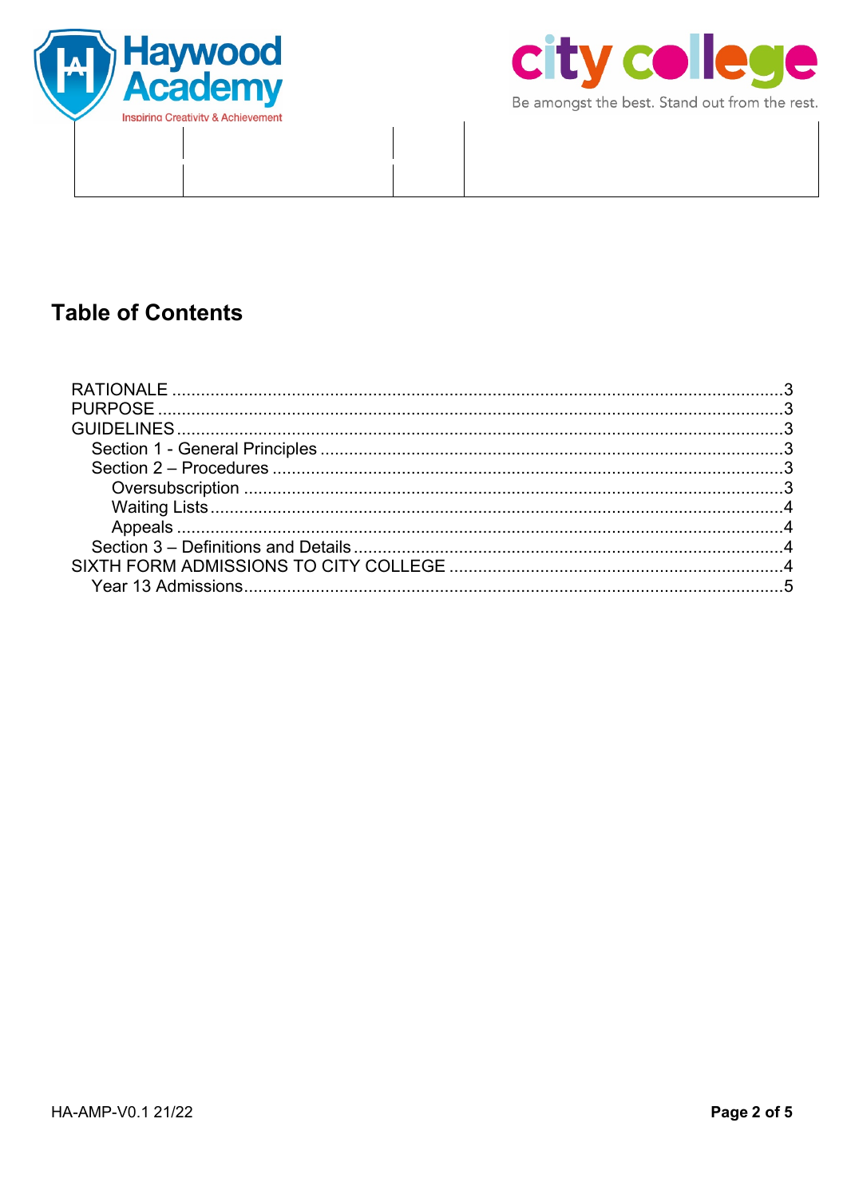## Table of Contents

RATIONALE ....................................................................................................................3
PURPOSE .......................................................................................................................3
GUIDELINES ...................................................................................................................3
- Section 1 - General Principles ....................................................................................3
- Section 2 – Procedures ...............................................................................................3
  - Oversubscription .....................................................................................................3
  - Waiting Lists ...........................................................................................................4
  - Appeals ..................................................................................................................4
- Section 3 – Definitions and Details ..............................................................................4

SIXTH FORM ADMISSIONS TO CITY COLLEGE ..........................................................4
- Year 13 Admissions.....................................................................................................5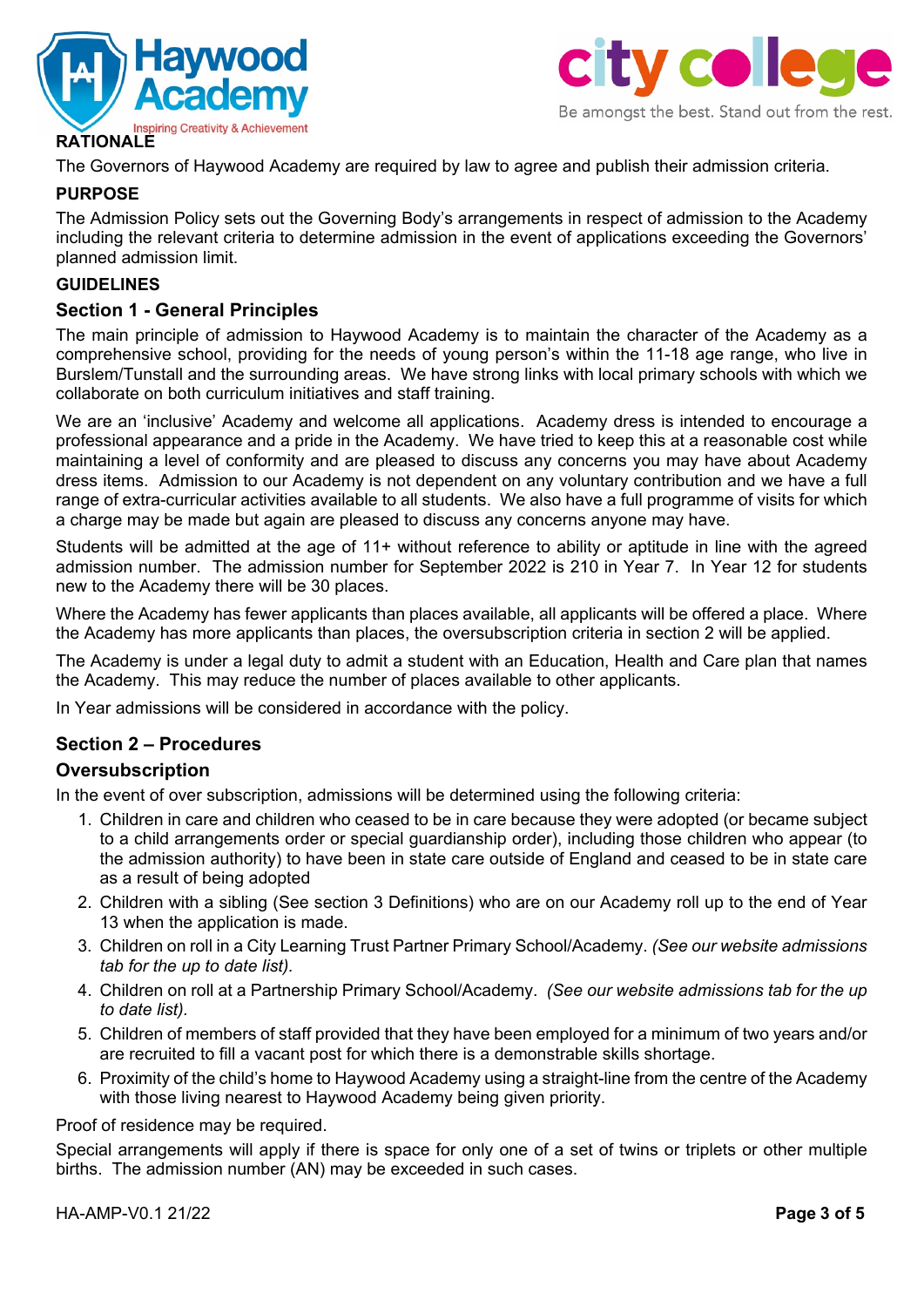## RATIONALE

The Governors of Haywood Academy are required by law to agree and publish their admission criteria.

## PURPOSE

The Admission Policy sets out the Governing Body's arrangements in respect of admission to the Academy including the relevant criteria to determine admission in the event of applications exceeding the Governors' planned admission limit.

## GUIDELINES

### Section 1 - General Principles

The main principle of admission to Haywood Academy is to maintain the character of the Academy as a comprehensive school, providing for the needs of young person's within the 11-18 age range, who live in Burslem/Tunstall and the surrounding areas. We have strong links with local primary schools with which we collaborate on both curriculum initiatives and staff training.

We are an 'inclusive' Academy and welcome all applications. Academy dress is intended to encourage a professional appearance and a pride in the Academy. We have tried to keep this at a reasonable cost while maintaining a level of conformity and are pleased to discuss any concerns you may have about Academy dress items. Admission to our Academy is not dependent on any voluntary contribution and we have a full range of extra-curricular activities available to all students. We also have a full programme of visits for which a charge may be made but again are pleased to discuss any concerns anyone may have.

Students will be admitted at the age of 11+ without reference to ability or aptitude in line with the agreed admission number. The admission number for September 2022 is 210 in Year 7. In Year 12 for students new to the Academy there will be 30 places.

Where the Academy has fewer applicants than places available, all applicants will be offered a place. Where the Academy has more applicants than places, the oversubscription criteria in section 2 will be applied.

The Academy is under a legal duty to admit a student with an Education, Health and Care plan that names the Academy. This may reduce the number of places available to other applicants.

In Year admissions will be considered in accordance with the policy.

### Section 2 – Procedures

### Oversubscription

In the event of over subscription, admissions will be determined using the following criteria:

1. Children in care and children who ceased to be in care because they were adopted (or became subject to a child arrangements order or special guardianship order), including those children who appear (to the admission authority) to have been in state care outside of England and ceased to be in state care as a result of being adopted
2. Children with a sibling (See section 3 Definitions) who are on our Academy roll up to the end of Year 13 when the application is made.
3. Children on roll in a City Learning Trust Partner Primary School/Academy. *(See our website admissions tab for the up to date list).*
4. Children on roll at a Partnership Primary School/Academy. *(See our website admissions tab for the up to date list).*
5. Children of members of staff provided that they have been employed for a minimum of two years and/or are recruited to fill a vacant post for which there is a demonstrable skills shortage.
6. Proximity of the child's home to Haywood Academy using a straight-line from the centre of the Academy with those living nearest to Haywood Academy being given priority.

Proof of residence may be required.

Special arrangements will apply if there is space for only one of a set of twins or triplets or other multiple births. The admission number (AN) may be exceeded in such cases.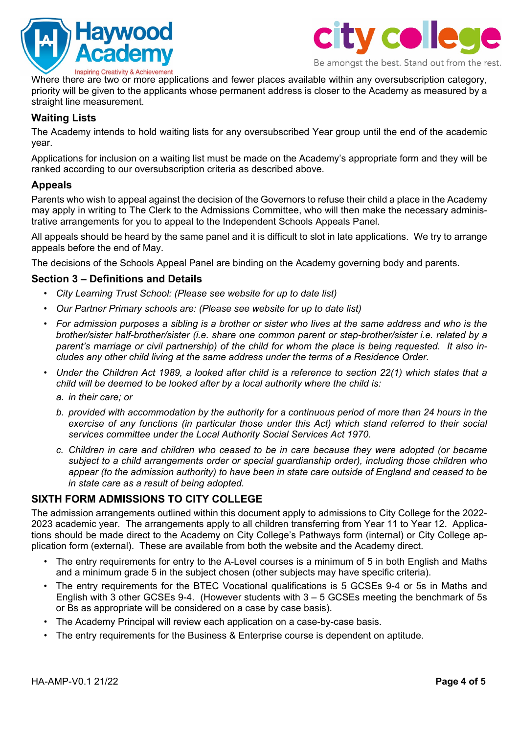Where there are two or more applications and fewer places available within any oversubscription category, priority will be given to the applicants whose permanent address is closer to the Academy as measured by a straight line measurement.

### Waiting Lists

The Academy intends to hold waiting lists for any oversubscribed Year group until the end of the academic year.

Applications for inclusion on a waiting list must be made on the Academy's appropriate form and they will be ranked according to our oversubscription criteria as described above.

### Appeals

Parents who wish to appeal against the decision of the Governors to refuse their child a place in the Academy may apply in writing to The Clerk to the Admissions Committee, who will then make the necessary administrative arrangements for you to appeal to the Independent Schools Appeals Panel.

All appeals should be heard by the same panel and it is difficult to slot in late applications. We try to arrange appeals before the end of May.

The decisions of the Schools Appeal Panel are binding on the Academy governing body and parents.

### Section 3 – Definitions and Details

- *City Learning Trust School: (Please see website for up to date list)*
- *Our Partner Primary schools are: (Please see website for up to date list)*
- *For admission purposes a sibling is a brother or sister who lives at the same address and who is the brother/sister half-brother/sister (i.e. share one common parent or step-brother/sister i.e. related by a parent's marriage or civil partnership) of the child for whom the place is being requested. It also includes any other child living at the same address under the terms of a Residence Order.*
- *Under the Children Act 1989, a looked after child is a reference to section 22(1) which states that a child will be deemed to be looked after by a local authority where the child is:*
  - *a. in their care; or*
  - *b. provided with accommodation by the authority for a continuous period of more than 24 hours in the exercise of any functions (in particular those under this Act) which stand referred to their social services committee under the Local Authority Social Services Act 1970.*
  - *c. Children in care and children who ceased to be in care because they were adopted (or became subject to a child arrangements order or special guardianship order), including those children who appear (to the admission authority) to have been in state care outside of England and ceased to be in state care as a result of being adopted.*

### SIXTH FORM ADMISSIONS TO CITY COLLEGE

The admission arrangements outlined within this document apply to admissions to City College for the 2022-2023 academic year. The arrangements apply to all children transferring from Year 11 to Year 12. Applications should be made direct to the Academy on City College's Pathways form (internal) or City College application form (external). These are available from both the website and the Academy direct.

- The entry requirements for entry to the A-Level courses is a minimum of 5 in both English and Maths and a minimum grade 5 in the subject chosen (other subjects may have specific criteria).
- The entry requirements for the BTEC Vocational qualifications is 5 GCSEs 9-4 or 5s in Maths and English with 3 other GCSEs 9-4. (However students with 3 – 5 GCSEs meeting the benchmark of 5s or Bs as appropriate will be considered on a case by case basis).
- The Academy Principal will review each application on a case-by-case basis.
- The entry requirements for the Business & Enterprise course is dependent on aptitude.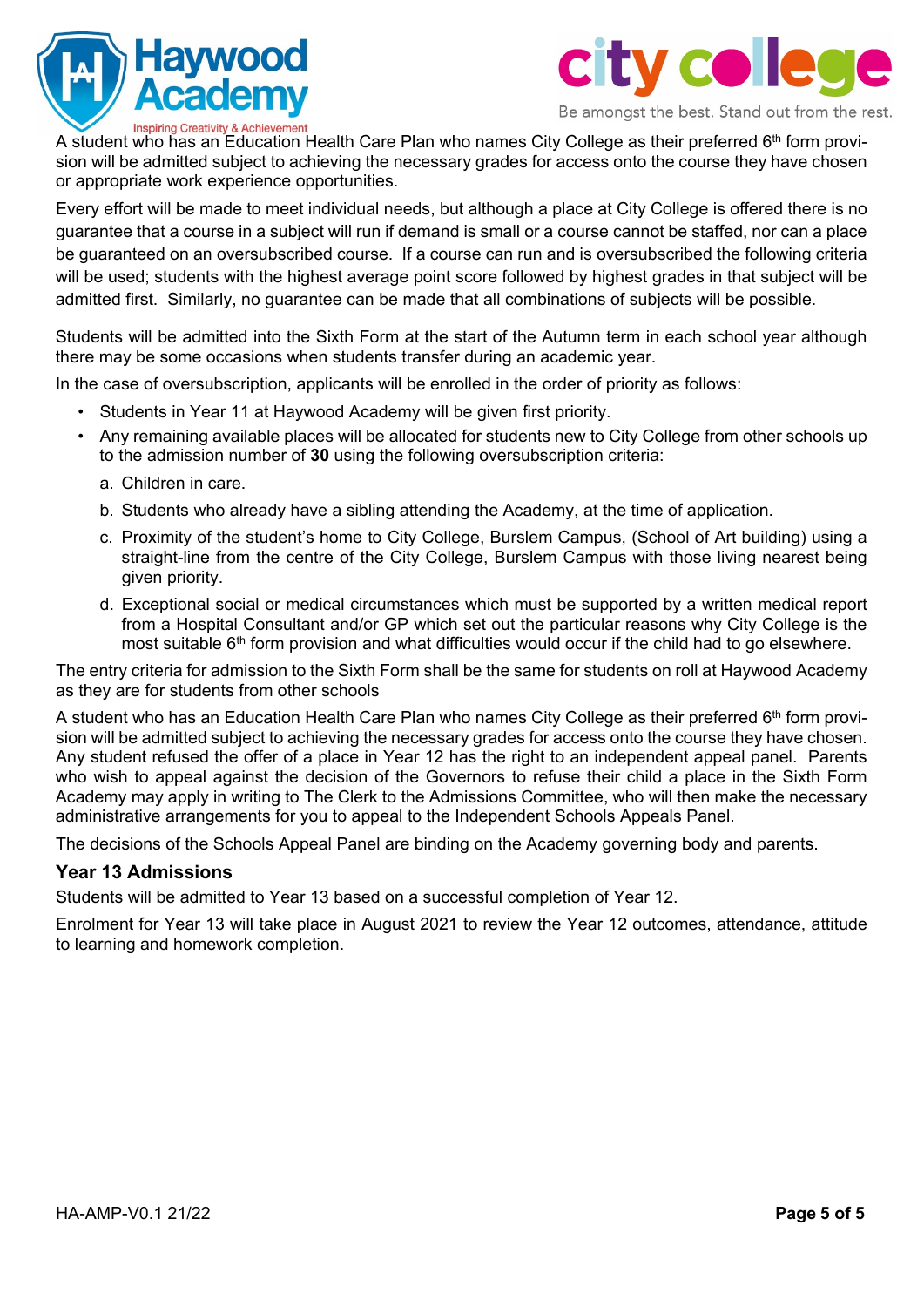A student who has an Education Health Care Plan who names City College as their preferred 6th form provision will be admitted subject to achieving the necessary grades for access onto the course they have chosen or appropriate work experience opportunities.

Every effort will be made to meet individual needs, but although a place at City College is offered there is no guarantee that a course in a subject will run if demand is small or a course cannot be staffed, nor can a place be guaranteed on an oversubscribed course. If a course can run and is oversubscribed the following criteria will be used; students with the highest average point score followed by highest grades in that subject will be admitted first. Similarly, no guarantee can be made that all combinations of subjects will be possible.

Students will be admitted into the Sixth Form at the start of the Autumn term in each school year although there may be some occasions when students transfer during an academic year.

In the case of oversubscription, applicants will be enrolled in the order of priority as follows:

- Students in Year 11 at Haywood Academy will be given first priority.
- Any remaining available places will be allocated for students new to City College from other schools up to the admission number of **30** using the following oversubscription criteria:

  a. Children in care.

  b. Students who already have a sibling attending the Academy, at the time of application.

  c. Proximity of the student's home to City College, Burslem Campus, (School of Art building) using a straight-line from the centre of the City College, Burslem Campus with those living nearest being given priority.

  d. Exceptional social or medical circumstances which must be supported by a written medical report from a Hospital Consultant and/or GP which set out the particular reasons why City College is the most suitable 6th form provision and what difficulties would occur if the child had to go elsewhere.

The entry criteria for admission to the Sixth Form shall be the same for students on roll at Haywood Academy as they are for students from other schools

A student who has an Education Health Care Plan who names City College as their preferred 6th form provision will be admitted subject to achieving the necessary grades for access onto the course they have chosen. Any student refused the offer of a place in Year 12 has the right to an independent appeal panel. Parents who wish to appeal against the decision of the Governors to refuse their child a place in the Sixth Form Academy may apply in writing to The Clerk to the Admissions Committee, who will then make the necessary administrative arrangements for you to appeal to the Independent Schools Appeals Panel.

The decisions of the Schools Appeal Panel are binding on the Academy governing body and parents.

### Year 13 Admissions

Students will be admitted to Year 13 based on a successful completion of Year 12.

Enrolment for Year 13 will take place in August 2021 to review the Year 12 outcomes, attendance, attitude to learning and homework completion.